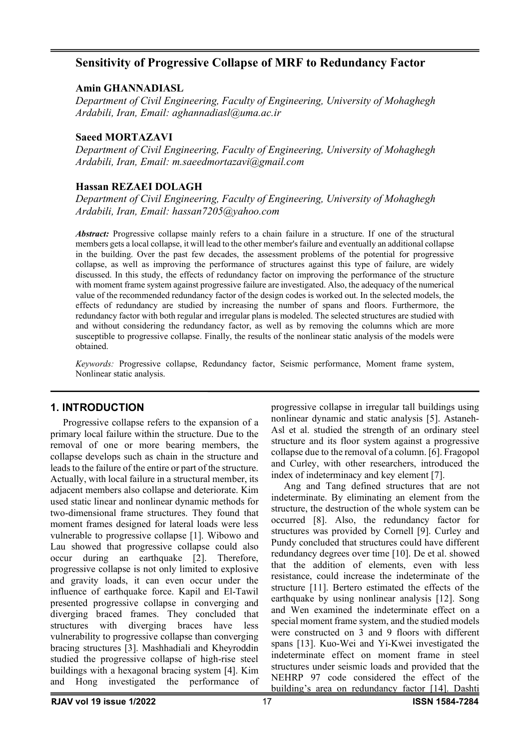# Sensitivity of Progressive Collapse of MRF to Redundancy Factor

**Amin GHANNADIASL**

*Department of Civil Engineering, Faculty of Engineering, University of Mohaghegh Ardabili, Iran, Email: aghannadiasl@uma.ac.ir*

**Saeed MORTAZAVI**

*Department of Civil Engineering, Faculty of Engineering, University of Mohaghegh Ardabili, Iran, Email: m.saeedmortazavi@gmail.com*

**Hassan REZAEI DOLAGH**

*Department of Civil Engineering, Faculty of Engineering, University of Mohaghegh Ardabili, Iran, Email: hassan7205@yahoo.com*

***Abstract:*** Progressive collapse mainly refers to a chain failure in a structure. If one of the structural members gets a local collapse, it will lead to the other member's failure and eventually an additional collapse in the building. Over the past few decades, the assessment problems of the potential for progressive collapse, as well as improving the performance of structures against this type of failure, are widely discussed. In this study, the effects of redundancy factor on improving the performance of the structure with moment frame system against progressive failure are investigated. Also, the adequacy of the numerical value of the recommended redundancy factor of the design codes is worked out. In the selected models, the effects of redundancy are studied by increasing the number of spans and floors. Furthermore, the redundancy factor with both regular and irregular plans is modeled. The selected structures are studied with and without considering the redundancy factor, as well as by removing the columns which are more susceptible to progressive collapse. Finally, the results of the nonlinear static analysis of the models were obtained.

*Keywords:* Progressive collapse, Redundancy factor, Seismic performance, Moment frame system, Nonlinear static analysis.

## 1. INTRODUCTION

Progressive collapse refers to the expansion of a primary local failure within the structure. Due to the removal of one or more bearing members, the collapse develops such as chain in the structure and leads to the failure of the entire or part of the structure. Actually, with local failure in a structural member, its adjacent members also collapse and deteriorate. Kim used static linear and nonlinear dynamic methods for two-dimensional frame structures. They found that moment frames designed for lateral loads were less vulnerable to progressive collapse [1]. Wibowo and Lau showed that progressive collapse could also occur during an earthquake [2]. Therefore, progressive collapse is not only limited to explosive and gravity loads, it can even occur under the influence of earthquake force. Kapil and El-Tawil presented progressive collapse in converging and diverging braced frames. They concluded that structures with diverging braces have less vulnerability to progressive collapse than converging bracing structures [3]. Mashhadiali and Kheyroddin studied the progressive collapse of high-rise steel buildings with a hexagonal bracing system [4]. Kim and Hong investigated the performance of progressive collapse in irregular tall buildings using nonlinear dynamic and static analysis [5]. Astaneh-Asl et al. studied the strength of an ordinary steel structure and its floor system against a progressive collapse due to the removal of a column. [6]. Fragopol and Curley, with other researchers, introduced the index of indeterminacy and key element [7].

Ang and Tang defined structures that are not indeterminate. By eliminating an element from the structure, the destruction of the whole system can be occurred [8]. Also, the redundancy factor for structures was provided by Cornell [9]. Curley and Pundy concluded that structures could have different redundancy degrees over time [10]. De et al. showed that the addition of elements, even with less resistance, could increase the indeterminate of the structure [11]. Bertero estimated the effects of the earthquake by using nonlinear analysis [12]. Song and Wen examined the indeterminate effect on a special moment frame system, and the studied models were constructed on 3 and 9 floors with different spans [13]. Kuo-Wei and Yi-Kwei investigated the indeterminate effect on moment frame in steel structures under seismic loads and provided that the NEHRP 97 code considered the effect of the building's area on redundancy factor [14]. Dashti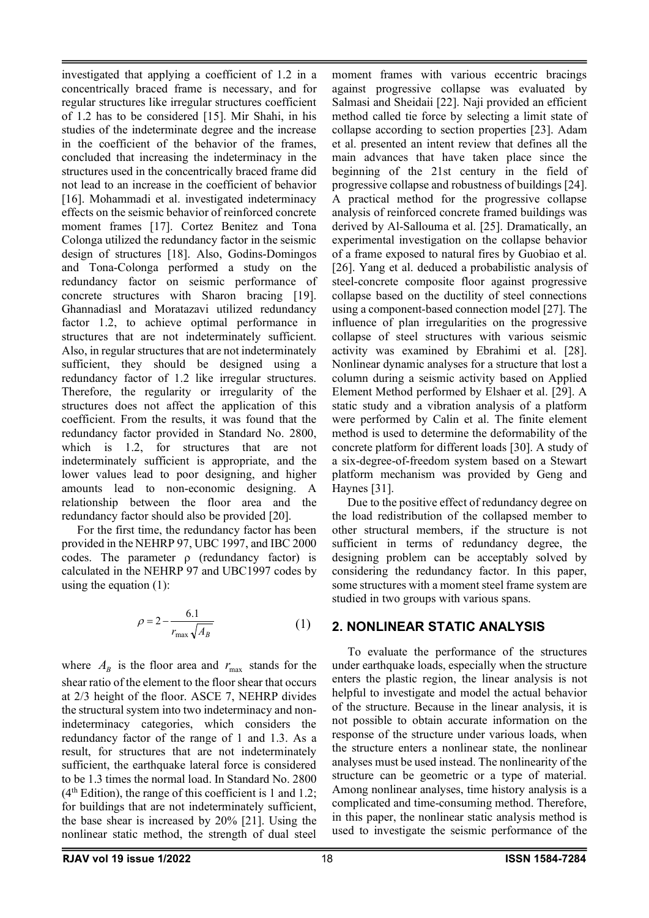investigated that applying a coefficient of 1.2 in a concentrically braced frame is necessary, and for regular structures like irregular structures coefficient of 1.2 has to be considered [15]. Mir Shahi, in his studies of the indeterminate degree and the increase in the coefficient of the behavior of the frames, concluded that increasing the indeterminacy in the structures used in the concentrically braced frame did not lead to an increase in the coefficient of behavior [16]. Mohammadi et al. investigated indeterminacy effects on the seismic behavior of reinforced concrete moment frames [17]. Cortez Benitez and Tona Colonga utilized the redundancy factor in the seismic design of structures [18]. Also, Godins-Domingos and Tona-Colonga performed a study on the redundancy factor on seismic performance of concrete structures with Sharon bracing [19]. Ghannadiasl and Moratazavi utilized redundancy factor 1.2, to achieve optimal performance in structures that are not indeterminately sufficient. Also, in regular structures that are not indeterminately sufficient, they should be designed using a redundancy factor of 1.2 like irregular structures. Therefore, the regularity or irregularity of the structures does not affect the application of this coefficient. From the results, it was found that the redundancy factor provided in Standard No. 2800, which is 1.2, for structures that are not indeterminately sufficient is appropriate, and the lower values lead to poor designing, and higher amounts lead to non-economic designing. A relationship between the floor area and the redundancy factor should also be provided [20].

For the first time, the redundancy factor has been provided in the NEHRP 97, UBC 1997, and IBC 2000 codes. The parameter ρ (redundancy factor) is calculated in the NEHRP 97 and UBC1997 codes by using the equation (1):

$$\rho = 2 - \frac{6.1}{r_{\max}\sqrt{A_B}} \qquad (1)$$

where $A_B$ is the floor area and $r_{\max}$ stands for the shear ratio of the element to the floor shear that occurs at 2/3 height of the floor. ASCE 7, NEHRP divides the structural system into two indeterminacy and non-indeterminacy categories, which considers the redundancy factor of the range of 1 and 1.3. As a result, for structures that are not indeterminately sufficient, the earthquake lateral force is considered to be 1.3 times the normal load. In Standard No. 2800 ($4^{\text{th}}$ Edition), the range of this coefficient is 1 and 1.2; for buildings that are not indeterminately sufficient, the base shear is increased by 20% [21]. Using the nonlinear static method, the strength of dual steel moment frames with various eccentric bracings against progressive collapse was evaluated by Salmasi and Sheidaii [22]. Naji provided an efficient method called tie force by selecting a limit state of collapse according to section properties [23]. Adam et al. presented an intent review that defines all the main advances that have taken place since the beginning of the 21st century in the field of progressive collapse and robustness of buildings [24]. A practical method for the progressive collapse analysis of reinforced concrete framed buildings was derived by Al-Sallouma et al. [25]. Dramatically, an experimental investigation on the collapse behavior of a frame exposed to natural fires by Guobiao et al. [26]. Yang et al. deduced a probabilistic analysis of steel-concrete composite floor against progressive collapse based on the ductility of steel connections using a component-based connection model [27]. The influence of plan irregularities on the progressive collapse of steel structures with various seismic activity was examined by Ebrahimi et al. [28]. Nonlinear dynamic analyses for a structure that lost a column during a seismic activity based on Applied Element Method performed by Elshaer et al. [29]. A static study and a vibration analysis of a platform were performed by Calin et al. The finite element method is used to determine the deformability of the concrete platform for different loads [30]. A study of a six-degree-of-freedom system based on a Stewart platform mechanism was provided by Geng and Haynes [31].

Due to the positive effect of redundancy degree on the load redistribution of the collapsed member to other structural members, if the structure is not sufficient in terms of redundancy degree, the designing problem can be acceptably solved by considering the redundancy factor. In this paper, some structures with a moment steel frame system are studied in two groups with various spans.

## 2. NONLINEAR STATIC ANALYSIS

To evaluate the performance of the structures under earthquake loads, especially when the structure enters the plastic region, the linear analysis is not helpful to investigate and model the actual behavior of the structure. Because in the linear analysis, it is not possible to obtain accurate information on the response of the structure under various loads, when the structure enters a nonlinear state, the nonlinear analyses must be used instead. The nonlinearity of the structure can be geometric or a type of material. Among nonlinear analyses, time history analysis is a complicated and time-consuming method. Therefore, in this paper, the nonlinear static analysis method is used to investigate the seismic performance of the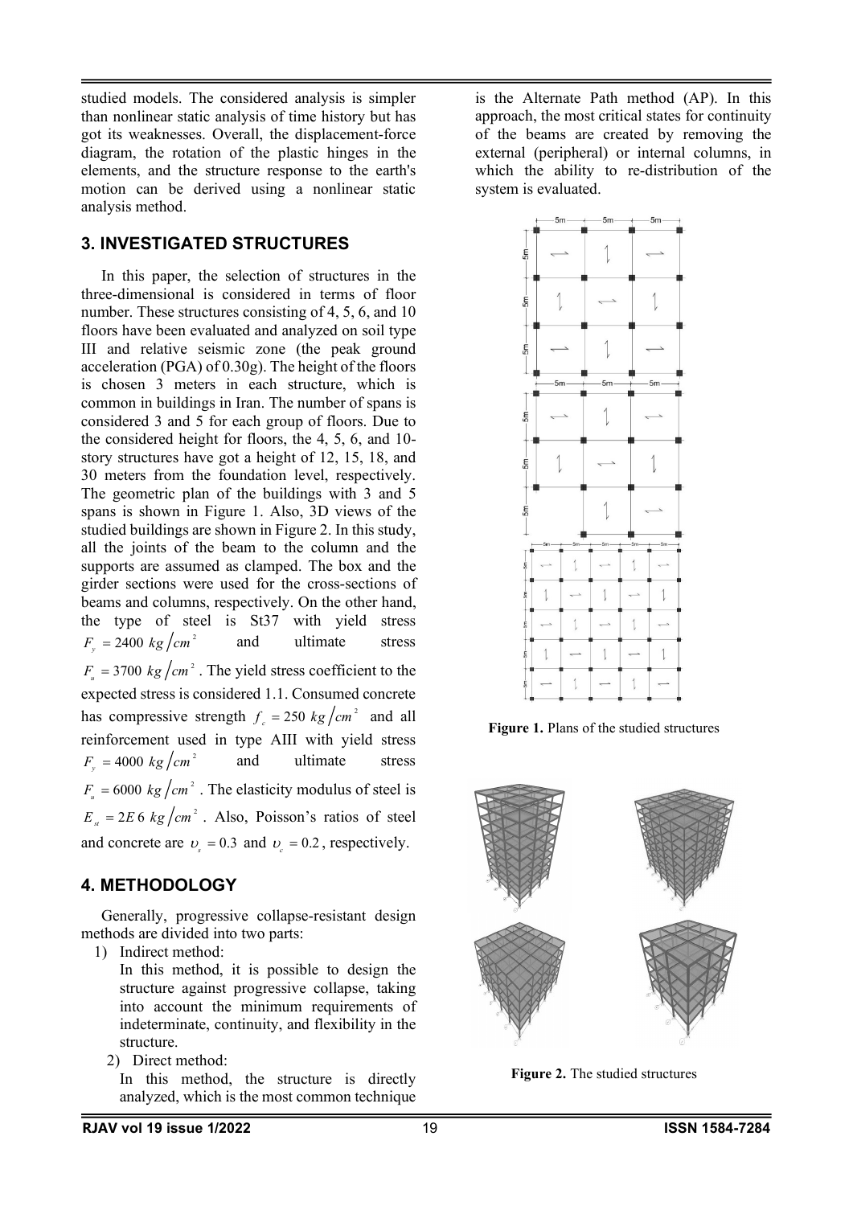studied models. The considered analysis is simpler than nonlinear static analysis of time history but has got its weaknesses. Overall, the displacement-force diagram, the rotation of the plastic hinges in the elements, and the structure response to the earth's motion can be derived using a nonlinear static analysis method.

## 3. INVESTIGATED STRUCTURES

In this paper, the selection of structures in the three-dimensional is considered in terms of floor number. These structures consisting of 4, 5, 6, and 10 floors have been evaluated and analyzed on soil type III and relative seismic zone (the peak ground acceleration (PGA) of 0.30g). The height of the floors is chosen 3 meters in each structure, which is common in buildings in Iran. The number of spans is considered 3 and 5 for each group of floors. Due to the considered height for floors, the 4, 5, 6, and 10-story structures have got a height of 12, 15, 18, and 30 meters from the foundation level, respectively. The geometric plan of the buildings with 3 and 5 spans is shown in Figure 1. Also, 3D views of the studied buildings are shown in Figure 2. In this study, all the joints of the beam to the column and the supports are assumed as clamped. The box and the girder sections were used for the cross-sections of beams and columns, respectively. On the other hand, the type of steel is St37 with yield stress $F_y = 2400\ kg/cm^2$ and ultimate stress $F_u = 3700\ kg/cm^2$. The yield stress coefficient to the expected stress is considered 1.1. Consumed concrete has compressive strength $f_c = 250\ kg/cm^2$ and all reinforcement used in type AIII with yield stress $F_y = 4000\ kg/cm^2$ and ultimate stress $F_u = 6000\ kg/cm^2$. The elasticity modulus of steel is $E_{st} = 2E6\ kg/cm^2$. Also, Poisson's ratios of steel and concrete are $\upsilon_s = 0.3$ and $\upsilon_c = 0.2$, respectively.

## 4. METHODOLOGY

Generally, progressive collapse-resistant design methods are divided into two parts:

1) Indirect method:
   In this method, it is possible to design the structure against progressive collapse, taking into account the minimum requirements of indeterminate, continuity, and flexibility in the structure.
2) Direct method:
   In this method, the structure is directly analyzed, which is the most common technique is the Alternate Path method (AP). In this approach, the most critical states for continuity of the beams are created by removing the external (peripheral) or internal columns, in which the ability to re-distribution of the system is evaluated.

**Figure 1.** Plans of the studied structures

**Figure 2.** The studied structures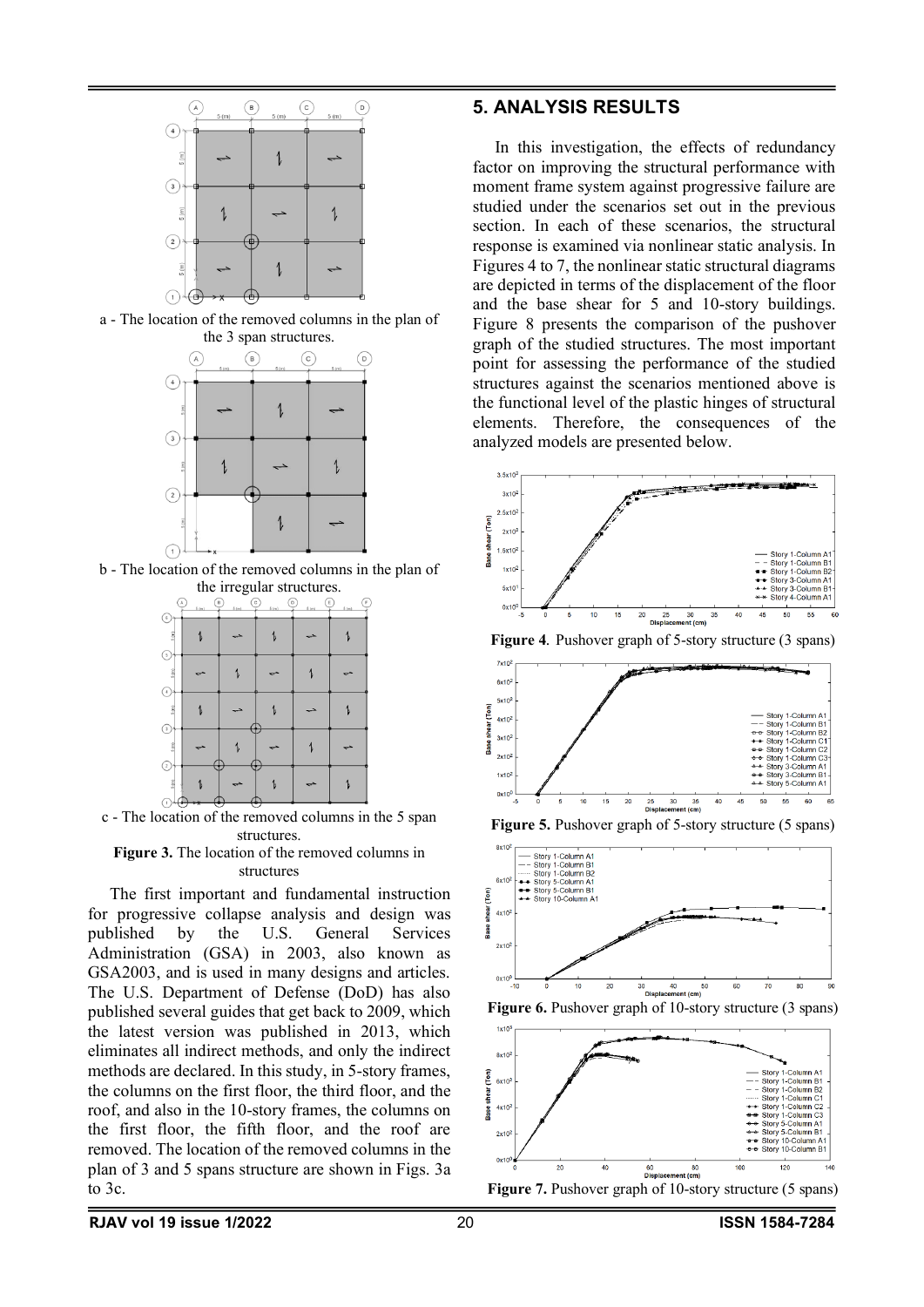a - The location of the removed columns in the plan of the 3 span structures.

b - The location of the removed columns in the plan of the irregular structures.

c - The location of the removed columns in the 5 span structures.

**Figure 3.** The location of the removed columns in structures

The first important and fundamental instruction for progressive collapse analysis and design was published by the U.S. General Services Administration (GSA) in 2003, also known as GSA2003, and is used in many designs and articles. The U.S. Department of Defense (DoD) has also published several guides that get back to 2009, which the latest version was published in 2013, which eliminates all indirect methods, and only the indirect methods are declared. In this study, in 5-story frames, the columns on the first floor, the third floor, and the roof, and also in the 10-story frames, the columns on the first floor, the fifth floor, and the roof are removed. The location of the removed columns in the plan of 3 and 5 spans structure are shown in Figs. 3a to 3c.

## 5. ANALYSIS RESULTS

In this investigation, the effects of redundancy factor on improving the structural performance with moment frame system against progressive failure are studied under the scenarios set out in the previous section. In each of these scenarios, the structural response is examined via nonlinear static analysis. In Figures 4 to 7, the nonlinear static structural diagrams are depicted in terms of the displacement of the floor and the base shear for 5 and 10-story buildings. Figure 8 presents the comparison of the pushover graph of the studied structures. The most important point for assessing the performance of the studied structures against the scenarios mentioned above is the functional level of the plastic hinges of structural elements. Therefore, the consequences of the analyzed models are presented below.

**Figure 4.** Pushover graph of 5-story structure (3 spans)

**Figure 5.** Pushover graph of 5-story structure (5 spans)

**Figure 6.** Pushover graph of 10-story structure (3 spans)

**Figure 7.** Pushover graph of 10-story structure (5 spans)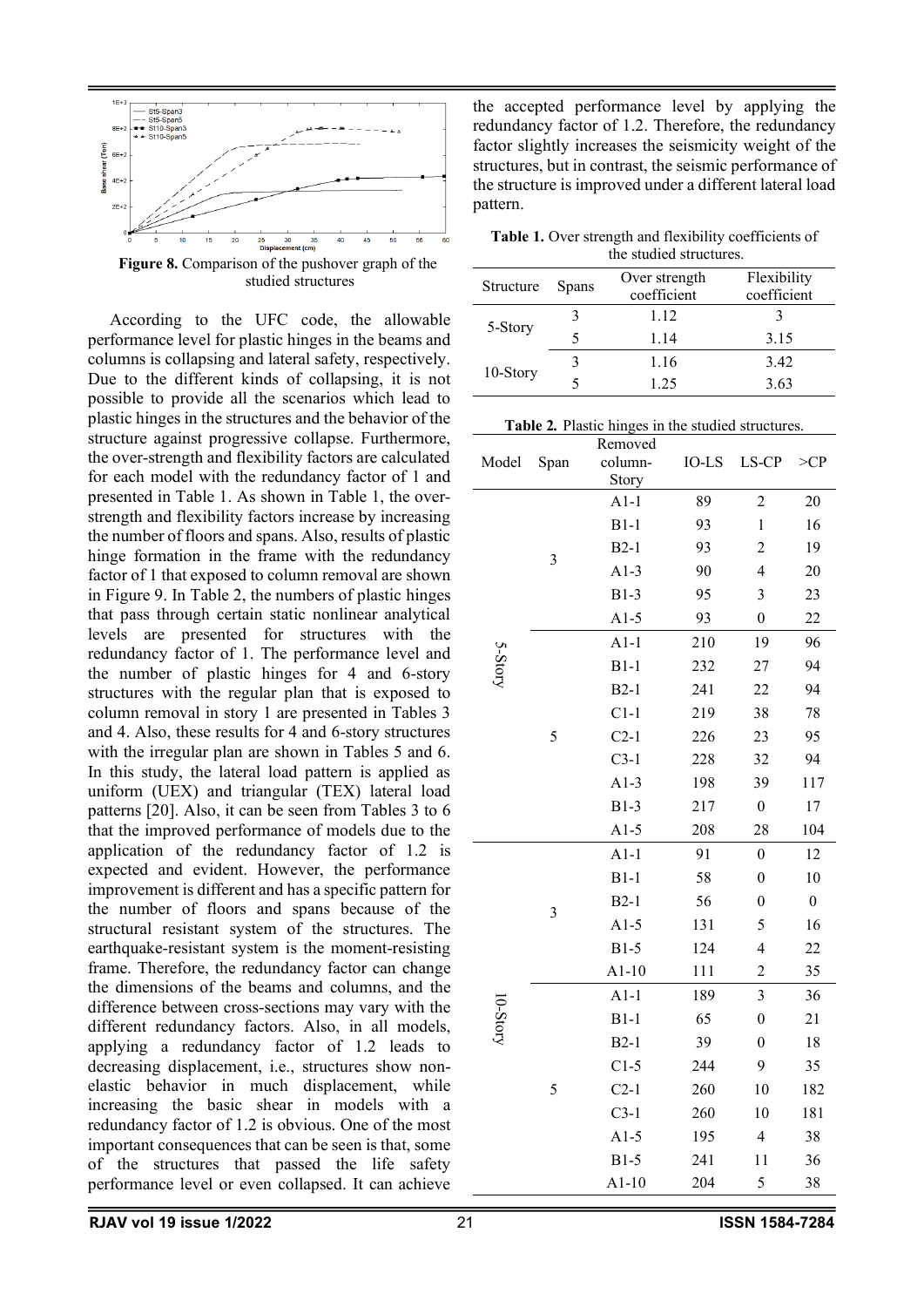**Figure 8.** Comparison of the pushover graph of the studied structures

According to the UFC code, the allowable performance level for plastic hinges in the beams and columns is collapsing and lateral safety, respectively. Due to the different kinds of collapsing, it is not possible to provide all the scenarios which lead to plastic hinges in the structures and the behavior of the structure against progressive collapse. Furthermore, the over-strength and flexibility factors are calculated for each model with the redundancy factor of 1 and presented in Table 1. As shown in Table 1, the over-strength and flexibility factors increase by increasing the number of floors and spans. Also, results of plastic hinge formation in the frame with the redundancy factor of 1 that exposed to column removal are shown in Figure 9. In Table 2, the numbers of plastic hinges that pass through certain static nonlinear analytical levels are presented for structures with the redundancy factor of 1. The performance level and the number of plastic hinges for 4 and 6-story structures with the regular plan that is exposed to column removal in story 1 are presented in Tables 3 and 4. Also, these results for 4 and 6-story structures with the irregular plan are shown in Tables 5 and 6. In this study, the lateral load pattern is applied as uniform (UEX) and triangular (TEX) lateral load patterns [20]. Also, it can be seen from Tables 3 to 6 that the improved performance of models due to the application of the redundancy factor of 1.2 is expected and evident. However, the performance improvement is different and has a specific pattern for the number of floors and spans because of the structural resistant system of the structures. The earthquake-resistant system is the moment-resisting frame. Therefore, the redundancy factor can change the dimensions of the beams and columns, and the difference between cross-sections may vary with the different redundancy factors. Also, in all models, applying a redundancy factor of 1.2 leads to decreasing displacement, i.e., structures show non-elastic behavior in much displacement, while increasing the basic shear in models with a redundancy factor of 1.2 is obvious. One of the most important consequences that can be seen is that, some of the structures that passed the life safety performance level or even collapsed. It can achieve the accepted performance level by applying the redundancy factor of 1.2. Therefore, the redundancy factor slightly increases the seismicity weight of the structures, but in contrast, the seismic performance of the structure is improved under a different lateral load pattern.

**Table 1.** Over strength and flexibility coefficients of the studied structures.

| Structure | Spans | Over strength coefficient | Flexibility coefficient |
|---|---|---|---|
| 5-Story | 3 | 1.12 | 3 |
| | 5 | 1.14 | 3.15 |
| 10-Story | 3 | 1.16 | 3.42 |
| | 5 | 1.25 | 3.63 |

**Table 2.** Plastic hinges in the studied structures.

| Model | Span | Removed column-Story | IO-LS | LS-CP | >CP |
|---|---|---|---|---|---|
| 5-Story | 3 | A1-1 | 89 | 2 | 20 |
| | | B1-1 | 93 | 1 | 16 |
| | | B2-1 | 93 | 2 | 19 |
| | | A1-3 | 90 | 4 | 20 |
| | | B1-3 | 95 | 3 | 23 |
| | | A1-5 | 93 | 0 | 22 |
| | 5 | A1-1 | 210 | 19 | 96 |
| | | B1-1 | 232 | 27 | 94 |
| | | B2-1 | 241 | 22 | 94 |
| | | C1-1 | 219 | 38 | 78 |
| | | C2-1 | 226 | 23 | 95 |
| | | C3-1 | 228 | 32 | 94 |
| | | A1-3 | 198 | 39 | 117 |
| | | B1-3 | 217 | 0 | 17 |
| | | A1-5 | 208 | 28 | 104 |
| 10-Story | 3 | A1-1 | 91 | 0 | 12 |
| | | B1-1 | 58 | 0 | 10 |
| | | B2-1 | 56 | 0 | 0 |
| | | A1-5 | 131 | 5 | 16 |
| | | B1-5 | 124 | 4 | 22 |
| | | A1-10 | 111 | 2 | 35 |
| | 5 | A1-1 | 189 | 3 | 36 |
| | | B1-1 | 65 | 0 | 21 |
| | | B2-1 | 39 | 0 | 18 |
| | | C1-5 | 244 | 9 | 35 |
| | | C2-1 | 260 | 10 | 182 |
| | | C3-1 | 260 | 10 | 181 |
| | | A1-5 | 195 | 4 | 38 |
| | | B1-5 | 241 | 11 | 36 |
| | | A1-10 | 204 | 5 | 38 |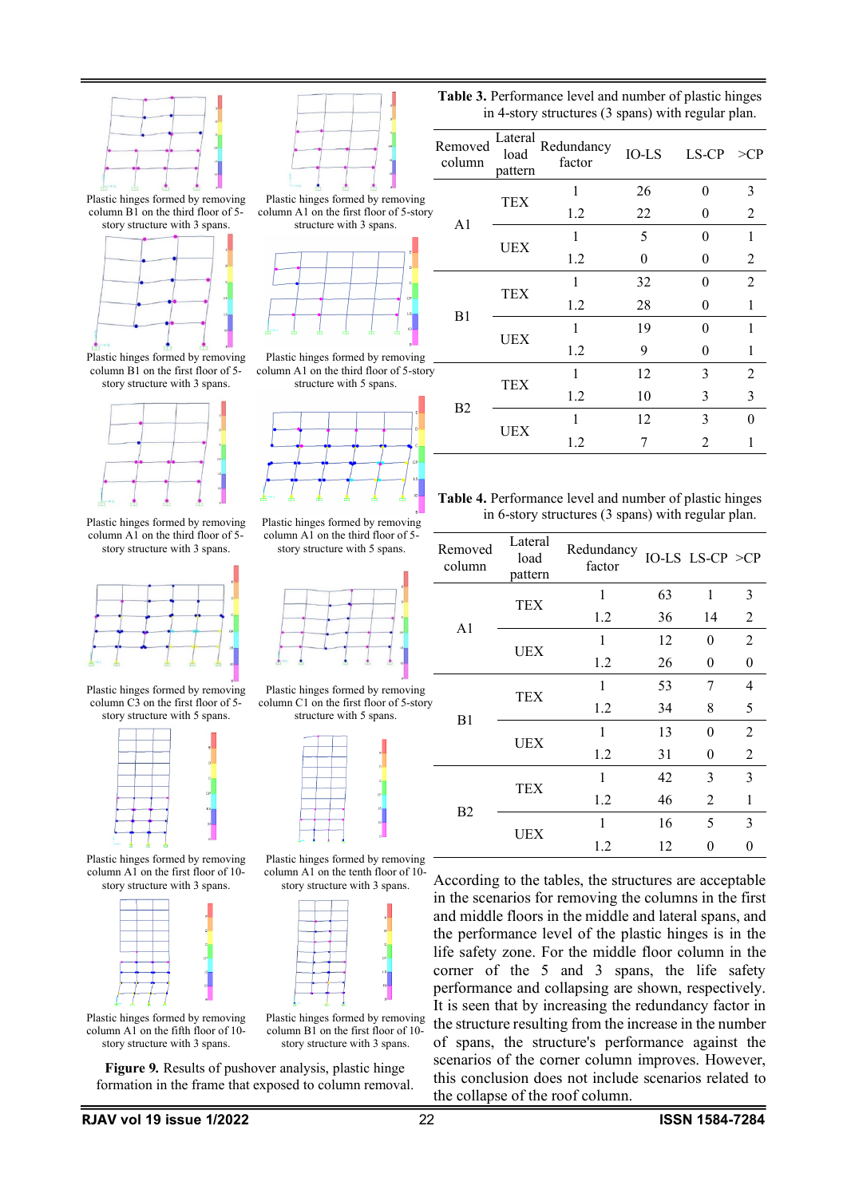Plastic hinges formed by removing column B1 on the third floor of 5-story structure with 3 spans.

Plastic hinges formed by removing column A1 on the first floor of 5-story structure with 3 spans.

Plastic hinges formed by removing column B1 on the first floor of 5-story structure with 3 spans.

Plastic hinges formed by removing column A1 on the third floor of 5-story structure with 5 spans.

Plastic hinges formed by removing column A1 on the third floor of 5-story structure with 3 spans.

Plastic hinges formed by removing column A1 on the third floor of 5-story structure with 5 spans.

Plastic hinges formed by removing column C3 on the first floor of 5-story structure with 5 spans.

Plastic hinges formed by removing column C1 on the first floor of 5-story structure with 5 spans.

Plastic hinges formed by removing column A1 on the first floor of 10-story structure with 3 spans.

Plastic hinges formed by removing column A1 on the tenth floor of 10-story structure with 3 spans.

Plastic hinges formed by removing column A1 on the fifth floor of 10-story structure with 3 spans.

Plastic hinges formed by removing column B1 on the first floor of 10-story structure with 3 spans.

**Figure 9.** Results of pushover analysis, plastic hinge formation in the frame that exposed to column removal.

**Table 3.** Performance level and number of plastic hinges in 4-story structures (3 spans) with regular plan.

| Removed column | Lateral load pattern | Redundancy factor | IO-LS | LS-CP | >CP |
|---|---|---|---|---|---|
| A1 | TEX | 1 | 26 | 0 | 3 |
| | | 1.2 | 22 | 0 | 2 |
| | UEX | 1 | 5 | 0 | 1 |
| | | 1.2 | 0 | 0 | 2 |
| B1 | TEX | 1 | 32 | 0 | 2 |
| | | 1.2 | 28 | 0 | 1 |
| | UEX | 1 | 19 | 0 | 1 |
| | | 1.2 | 9 | 0 | 1 |
| B2 | TEX | 1 | 12 | 3 | 2 |
| | | 1.2 | 10 | 3 | 3 |
| | UEX | 1 | 12 | 3 | 0 |
| | | 1.2 | 7 | 2 | 1 |

**Table 4.** Performance level and number of plastic hinges in 6-story structures (3 spans) with regular plan.

| Removed column | Lateral load pattern | Redundancy factor | IO-LS | LS-CP | >CP |
|---|---|---|---|---|---|
| A1 | TEX | 1 | 63 | 1 | 3 |
| | | 1.2 | 36 | 14 | 2 |
| | UEX | 1 | 12 | 0 | 2 |
| | | 1.2 | 26 | 0 | 0 |
| B1 | TEX | 1 | 53 | 7 | 4 |
| | | 1.2 | 34 | 8 | 5 |
| | UEX | 1 | 13 | 0 | 2 |
| | | 1.2 | 31 | 0 | 2 |
| B2 | TEX | 1 | 42 | 3 | 3 |
| | | 1.2 | 46 | 2 | 1 |
| | UEX | 1 | 16 | 5 | 3 |
| | | 1.2 | 12 | 0 | 0 |

According to the tables, the structures are acceptable in the scenarios for removing the columns in the first and middle floors in the middle and lateral spans, and the performance level of the plastic hinges is in the life safety zone. For the middle floor column in the corner of the 5 and 3 spans, the life safety performance and collapsing are shown, respectively. It is seen that by increasing the redundancy factor in the structure resulting from the increase in the number of spans, the structure's performance against the scenarios of the corner column improves. However, this conclusion does not include scenarios related to the collapse of the roof column.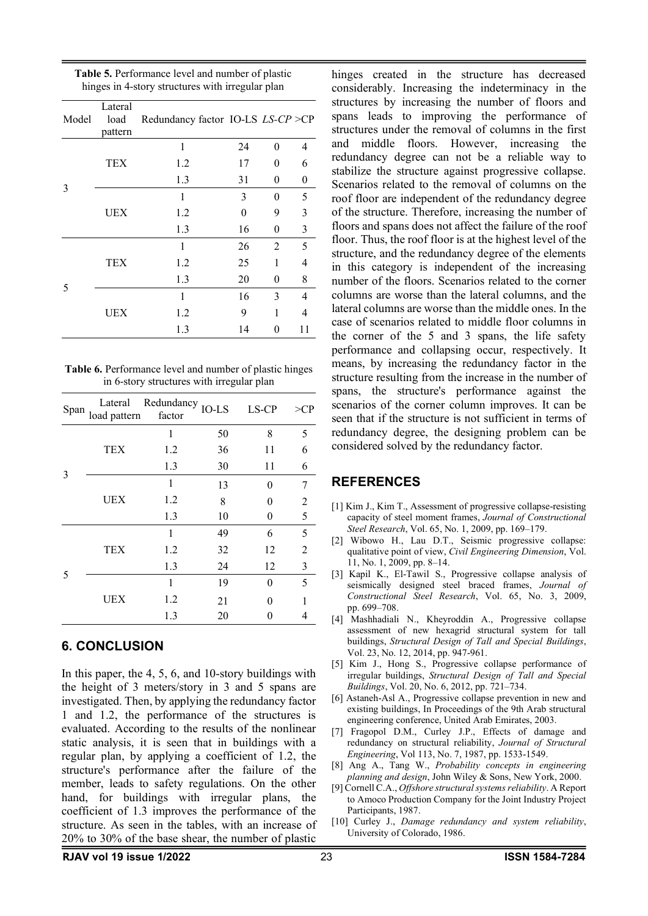**Table 5.** Performance level and number of plastic hinges in 4-story structures with irregular plan

| Model | Lateral load pattern | Redundancy factor | IO-LS | *LS-CP* | >CP |
|---|---|---|---|---|---|
| 3 | TEX | 1 | 24 | 0 | 4 |
| | | 1.2 | 17 | 0 | 6 |
| | | 1.3 | 31 | 0 | 0 |
| | UEX | 1 | 3 | 0 | 5 |
| | | 1.2 | 0 | 9 | 3 |
| | | 1.3 | 16 | 0 | 3 |
| 5 | TEX | 1 | 26 | 2 | 5 |
| | | 1.2 | 25 | 1 | 4 |
| | | 1.3 | 20 | 0 | 8 |
| | UEX | 1 | 16 | 3 | 4 |
| | | 1.2 | 9 | 1 | 4 |
| | | 1.3 | 14 | 0 | 11 |

**Table 6.** Performance level and number of plastic hinges in 6-story structures with irregular plan

| Span | Lateral load pattern | Redundancy factor | IO-LS | LS-CP | >CP |
|---|---|---|---|---|---|
| 3 | TEX | 1 | 50 | 8 | 5 |
| | | 1.2 | 36 | 11 | 6 |
| | | 1.3 | 30 | 11 | 6 |
| | UEX | 1 | 13 | 0 | 7 |
| | | 1.2 | 8 | 0 | 2 |
| | | 1.3 | 10 | 0 | 5 |
| 5 | TEX | 1 | 49 | 6 | 5 |
| | | 1.2 | 32 | 12 | 2 |
| | | 1.3 | 24 | 12 | 3 |
| | UEX | 1 | 19 | 0 | 5 |
| | | 1.2 | 21 | 0 | 1 |
| | | 1.3 | 20 | 0 | 4 |

## 6. CONCLUSION

In this paper, the 4, 5, 6, and 10-story buildings with the height of 3 meters/story in 3 and 5 spans are investigated. Then, by applying the redundancy factor 1 and 1.2, the performance of the structures is evaluated. According to the results of the nonlinear static analysis, it is seen that in buildings with a regular plan, by applying a coefficient of 1.2, the structure's performance after the failure of the member, leads to safety regulations. On the other hand, for buildings with irregular plans, the coefficient of 1.3 improves the performance of the structure. As seen in the tables, with an increase of 20% to 30% of the base shear, the number of plastic hinges created in the structure has decreased considerably. Increasing the indeterminacy in the structures by increasing the number of floors and spans leads to improving the performance of structures under the removal of columns in the first and middle floors. However, increasing the redundancy degree can not be a reliable way to stabilize the structure against progressive collapse. Scenarios related to the removal of columns on the roof floor are independent of the redundancy degree of the structure. Therefore, increasing the number of floors and spans does not affect the failure of the roof floor. Thus, the roof floor is at the highest level of the structure, and the redundancy degree of the elements in this category is independent of the increasing number of the floors. Scenarios related to the corner columns are worse than the lateral columns, and the lateral columns are worse than the middle ones. In the case of scenarios related to middle floor columns in the corner of the 5 and 3 spans, the life safety performance and collapsing occur, respectively. It means, by increasing the redundancy factor in the structure resulting from the increase in the number of spans, the structure's performance against the scenarios of the corner column improves. It can be seen that if the structure is not sufficient in terms of redundancy degree, the designing problem can be considered solved by the redundancy factor.

## REFERENCES

[1] Kim J., Kim T., Assessment of progressive collapse-resisting capacity of steel moment frames, *Journal of Constructional Steel Research*, Vol. 65, No. 1, 2009, pp. 169–179.

[2] Wibowo H., Lau D.T., Seismic progressive collapse: qualitative point of view, *Civil Engineering Dimension*, Vol. 11, No. 1, 2009, pp. 8–14.

[3] Kapil K., El-Tawil S., Progressive collapse analysis of seismically designed steel braced frames, *Journal of Constructional Steel Research*, Vol. 65, No. 3, 2009, pp. 699–708.

[4] Mashhadiali N., Kheyroddin A., Progressive collapse assessment of new hexagrid structural system for tall buildings, *Structural Design of Tall and Special Buildings*, Vol. 23, No. 12, 2014, pp. 947-961.

[5] Kim J., Hong S., Progressive collapse performance of irregular buildings, *Structural Design of Tall and Special Buildings*, Vol. 20, No. 6, 2012, pp. 721–734.

[6] Astaneh-Asl A., Progressive collapse prevention in new and existing buildings, In Proceedings of the 9th Arab structural engineering conference, United Arab Emirates, 2003.

[7] Fragopol D.M., Curley J.P., Effects of damage and redundancy on structural reliability, *Journal of Structural Engineering*, Vol 113, No. 7, 1987, pp. 1533-1549.

[8] Ang A., Tang W., *Probability concepts in engineering planning and design*, John Wiley & Sons, New York, 2000.

[9] Cornell C.A., *Offshore structural systems reliability*. A Report to Amoco Production Company for the Joint Industry Project Participants, 1987.

[10] Curley J., *Damage redundancy and system reliability*, University of Colorado, 1986.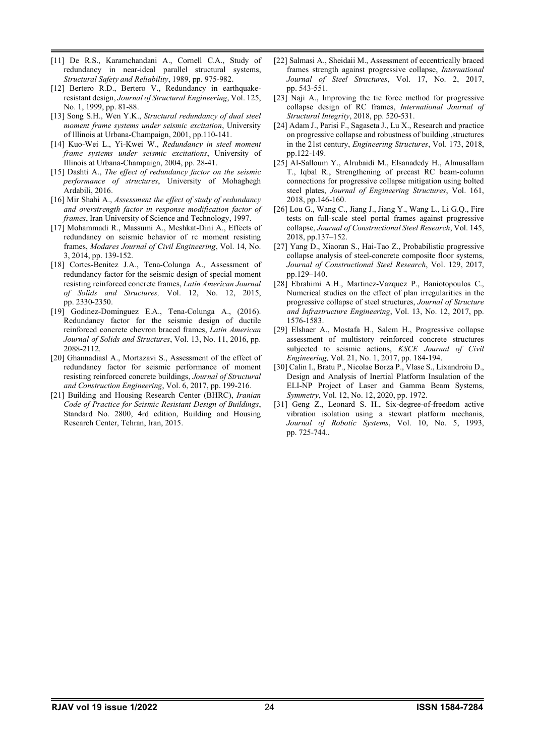[11] De R.S., Karamchandani A., Cornell C.A., Study of redundancy in near-ideal parallel structural systems, *Structural Safety and Reliability*, 1989, pp. 975-982.

[12] Bertero R.D., Bertero V., Redundancy in earthquake-resistant design, *Journal of Structural Engineering*, Vol. 125, No. 1, 1999, pp. 81-88.

[13] Song S.H., Wen Y.K., *Structural redundancy of dual steel moment frame systems under seismic excitation*, University of Illinois at Urbana-Champaign, 2001, pp.110-141.

[14] Kuo-Wei L., Yi-Kwei W., *Redundancy in steel moment frame systems under seismic excitations*, University of Illinois at Urbana-Champaign, 2004, pp. 28-41.

[15] Dashti A., *The effect of redundancy factor on the seismic performance of structures*, University of Mohaghegh Ardabili, 2016.

[16] Mir Shahi A., *Assessment the effect of study of redundancy and overstrength factor in response modification factor of frames*, Iran University of Science and Technology, 1997.

[17] Mohammadi R., Massumi A., Meshkat-Dini A., Effects of redundancy on seismic behavior of rc moment resisting frames, *Modares Journal of Civil Engineering*, Vol. 14, No. 3, 2014, pp. 139-152.

[18] Cortes-Benitez J.A., Tena-Colunga A., Assessment of redundancy factor for the seismic design of special moment resisting reinforced concrete frames, *Latin American Journal of Solids and Structures,* Vol. 12, No. 12, 2015, pp. 2330-2350.

[19] Godinez-Dominguez E.A., Tena-Colunga A., (2016). Redundancy factor for the seismic design of ductile reinforced concrete chevron braced frames, *Latin American Journal of Solids and Structures*, Vol. 13, No. 11, 2016, pp. 2088-2112.

[20] Ghannadiasl A., Mortazavi S., Assessment of the effect of redundancy factor for seismic performance of moment resisting reinforced concrete buildings, *Journal of Structural and Construction Engineering*, Vol. 6, 2017, pp. 199-216.

[21] Building and Housing Research Center (BHRC), *Iranian Code of Practice for Seismic Resistant Design of Buildings*, Standard No. 2800, 4rd edition, Building and Housing Research Center, Tehran, Iran, 2015.

[22] Salmasi A., Sheidaii M., Assessment of eccentrically braced frames strength against progressive collapse, *International Journal of Steel Structures*, Vol. 17, No. 2, 2017, pp. 543-551.

[23] Naji A., Improving the tie force method for progressive collapse design of RC frames, *International Journal of Structural Integrity*, 2018, pp. 520-531.

[24] Adam J., Parisi F., Sagaseta J., Lu X., Research and practice on progressive collapse and robustness of building ,structures in the 21st century, *Engineering Structures*, Vol. 173, 2018, pp.122-149.

[25] Al-Salloum Y., Alrubaidi M., Elsanadedy H., Almusallam T., Iqbal R., Strengthening of precast RC beam-column connections for progressive collapse mitigation using bolted steel plates, *Journal of Engineering Structures*, Vol. 161, 2018, pp.146-160.

[26] Lou G., Wang C., Jiang J., Jiang Y., Wang L., Li G.Q., Fire tests on full-scale steel portal frames against progressive collapse, *Journal of Constructional Steel Research*, Vol. 145, 2018, pp.137–152.

[27] Yang D., Xiaoran S., Hai-Tao Z., Probabilistic progressive collapse analysis of steel-concrete composite floor systems, *Journal of Constructional Steel Research*, Vol. 129, 2017, pp.129–140.

[28] Ebrahimi A.H., Martinez-Vazquez P., Baniotopoulos C., Numerical studies on the effect of plan irregularities in the progressive collapse of steel structures, *Journal of Structure and Infrastructure Engineering*, Vol. 13, No. 12, 2017, pp. 1576-1583.

[29] Elshaer A., Mostafa H., Salem H., Progressive collapse assessment of multistory reinforced concrete structures subjected to seismic actions, *KSCE Journal of Civil Engineering,* Vol. 21, No. 1, 2017, pp. 184-194.

[30] Calin I., Bratu P., Nicolae Borza P., Vlase S., Lixandroiu D., Design and Analysis of Inertial Platform Insulation of the ELI-NP Project of Laser and Gamma Beam Systems, *Symmetry*, Vol. 12, No. 12, 2020, pp. 1972.

[31] Geng Z., Leonard S. H., Six-degree-of-freedom active vibration isolation using a stewart platform mechanis, *Journal of Robotic Systems*, Vol. 10, No. 5, 1993, pp. 725-744..